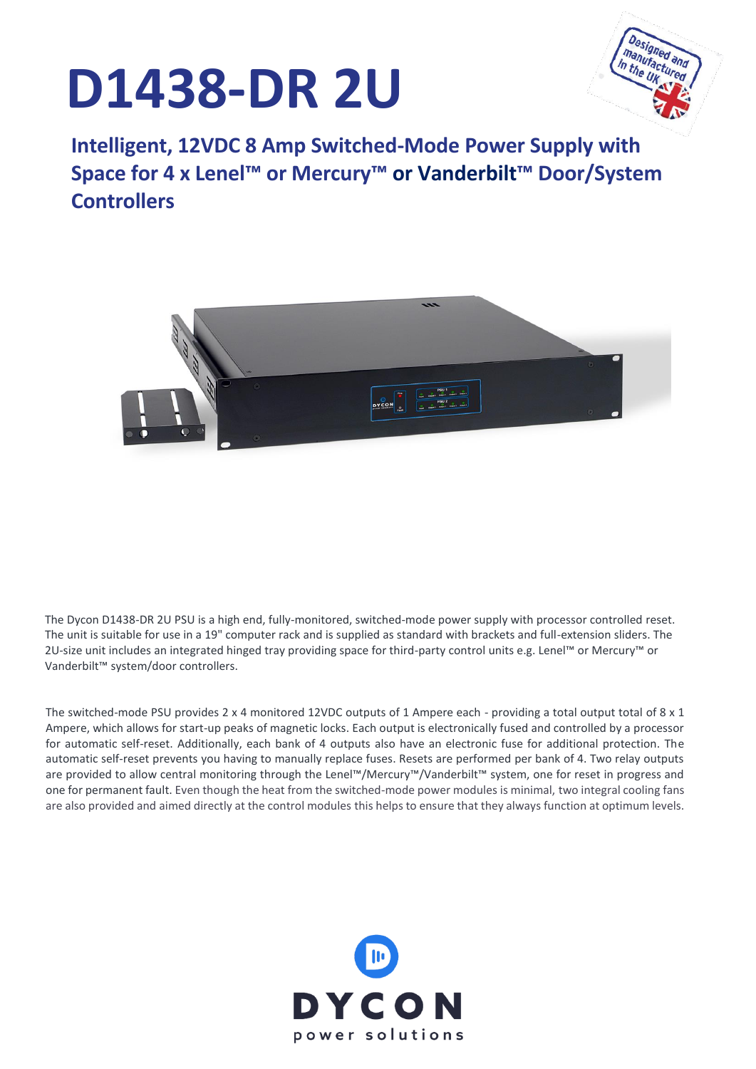# D1438-DR 2U

## Intelligent, 12VDC 8 Amp Switched-Mode Power Supply with Space for 4 x Lenel™ or Mercury™ or Vanderbilt™ Door/System Controllers

The Dycon D1438-DR 2U PSU is a high end, fully-monitored, switched-mode power supply with processor controlled reset. The unit is suitable for use in a 19" computer rack and is supplied as standard with brackets and full-extension sliders. The 2U-size unit includes an integrated hinged tray providing space for third-party control units e.g. Lenel™ or Mercury™ or Vanderbilt™ system/door controllers.

The switched-mode PSU provides 2 x 4 monitored 12VDC outputs of 1 Ampere each - providing a total output total of 8 x 1 Ampere, which allows for start-up peaks of magnetic locks. Each output is electronically fused and controlled by a processor for automatic self-reset. Additionally, each bank of 4 outputs also have an electronic fuse for additional protection. The automatic self-reset prevents you having to manually replace fuses. Resets are performed per bank of 4. Two relay outputs are provided to allow central monitoring through the Lenel™/Mercury™/Vanderbilt™ system, one for reset in progress and one for permanent fault. Even though the heat from the switched-mode power modules is minimal, two integral cooling fans are also provided and aimed directly at the control modules this helps to ensure that they always function at optimum levels.

DYCON
power solutions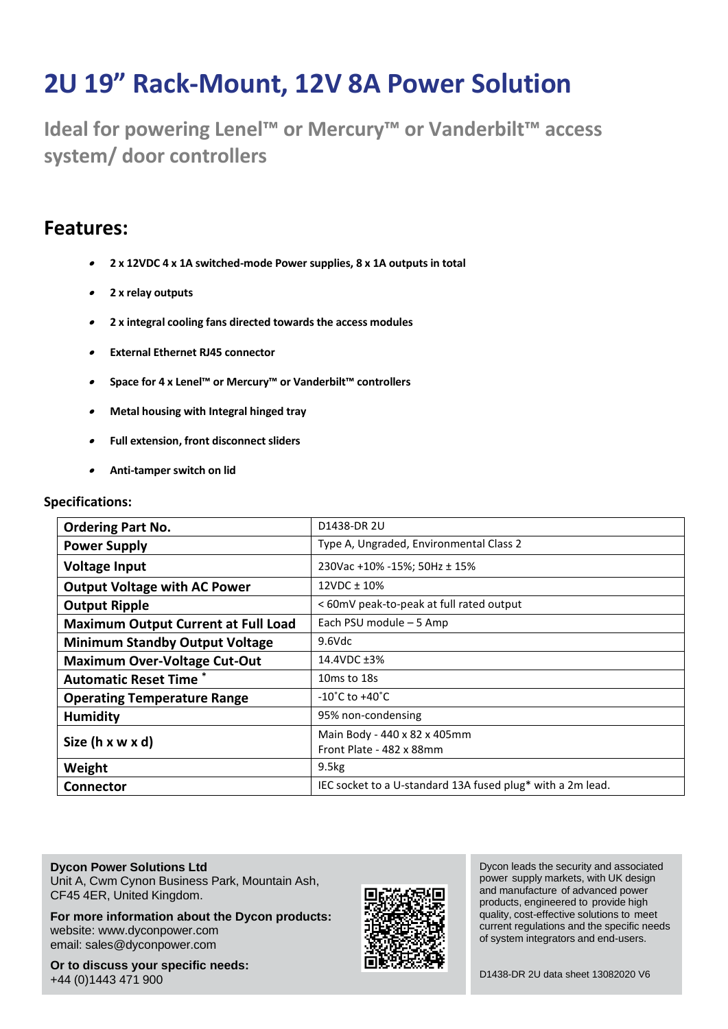# 2U 19" Rack-Mount, 12V 8A Power Solution

## Ideal for powering Lenel™ or Mercury™ or Vanderbilt™ access system/ door controllers

## Features:

- **2 x 12VDC 4 x 1A switched-mode Power supplies, 8 x 1A outputs in total**
- **2 x relay outputs**
- **2 x integral cooling fans directed towards the access modules**
- **External Ethernet RJ45 connector**
- **Space for 4 x Lenel™ or Mercury™ or Vanderbilt™ controllers**
- **Metal housing with Integral hinged tray**
- **Full extension, front disconnect sliders**
- **Anti-tamper switch on lid**

**Specifications:**

| | |
|---|---|
| **Ordering Part No.** | D1438-DR 2U |
| **Power Supply** | Type A, Ungraded, Environmental Class 2 |
| **Voltage Input** | 230Vac +10% -15%; 50Hz ± 15% |
| **Output Voltage with AC Power** | 12VDC ± 10% |
| **Output Ripple** | < 60mV peak-to-peak at full rated output |
| **Maximum Output Current at Full Load** | Each PSU module – 5 Amp |
| **Minimum Standby Output Voltage** | 9.6Vdc |
| **Maximum Over-Voltage Cut-Out** | 14.4VDC ±3% |
| **Automatic Reset Time *** | 10ms to 18s |
| **Operating Temperature Range** | -10˚C to +40˚C |
| **Humidity** | 95% non-condensing |
| **Size (h x w x d)** | Main Body - 440 x 82 x 405mm<br>Front Plate - 482 x 88mm |
| **Weight** | 9.5kg |
| **Connector** | IEC socket to a U-standard 13A fused plug* with a 2m lead. |

**Dycon Power Solutions Ltd**
Unit A, Cwm Cynon Business Park, Mountain Ash,
CF45 4ER, United Kingdom.

**For more information about the Dycon products:**
website: www.dyconpower.com
email: sales@dyconpower.com

**Or to discuss your specific needs:**
+44 (0)1443 471 900

Dycon leads the security and associated power supply markets, with UK design and manufacture of advanced power products, engineered to provide high quality, cost-effective solutions to meet current regulations and the specific needs of system integrators and end-users.

D1438-DR 2U data sheet 13082020 V6